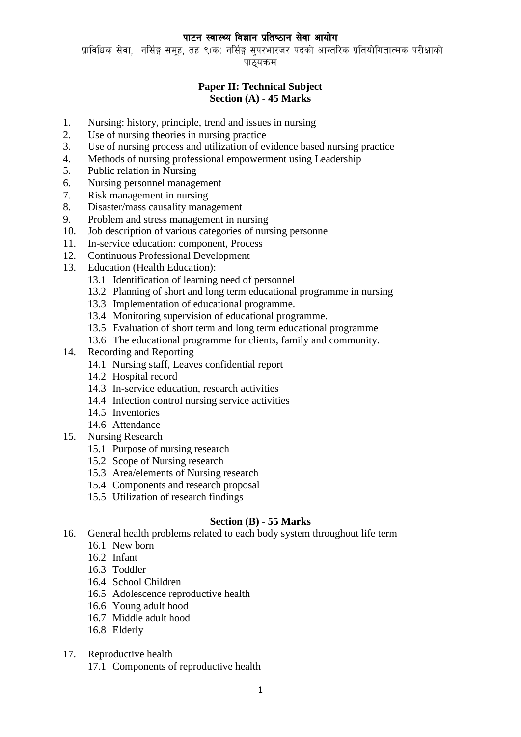# पाटन स्वास्थ्य विज्ञान प्रतिष्ठान सेवा आयोग

प्राविधिक सेवा, नर्सिङ्ग समूह, तह ९(क) नर्सिङ्ग सुपरभारजर पदको आन्तरिक प्रतियोगितात्मक परीक्षाको पाठ्यक्रम

## Paper II: Technical Subject

### Section (A) - 45 Marks

1. Nursing: history, principle, trend and issues in nursing
2. Use of nursing theories in nursing practice
3. Use of nursing process and utilization of evidence based nursing practice
4. Methods of nursing professional empowerment using Leadership
5. Public relation in Nursing
6. Nursing personnel management
7. Risk management in nursing
8. Disaster/mass causality management
9. Problem and stress management in nursing
10. Job description of various categories of nursing personnel
11. In-service education: component, Process
12. Continuous Professional Development
13. Education (Health Education):
    - 13.1 Identification of learning need of personnel
    - 13.2 Planning of short and long term educational programme in nursing
    - 13.3 Implementation of educational programme.
    - 13.4 Monitoring supervision of educational programme.
    - 13.5 Evaluation of short term and long term educational programme
    - 13.6 The educational programme for clients, family and community.
14. Recording and Reporting
    - 14.1 Nursing staff, Leaves confidential report
    - 14.2 Hospital record
    - 14.3 In-service education, research activities
    - 14.4 Infection control nursing service activities
    - 14.5 Inventories
    - 14.6 Attendance
15. Nursing Research
    - 15.1 Purpose of nursing research
    - 15.2 Scope of Nursing research
    - 15.3 Area/elements of Nursing research
    - 15.4 Components and research proposal
    - 15.5 Utilization of research findings

### Section (B) - 55 Marks

16. General health problems related to each body system throughout life term
    - 16.1 New born
    - 16.2 Infant
    - 16.3 Toddler
    - 16.4 School Children
    - 16.5 Adolescence reproductive health
    - 16.6 Young adult hood
    - 16.7 Middle adult hood
    - 16.8 Elderly
17. Reproductive health
    - 17.1 Components of reproductive health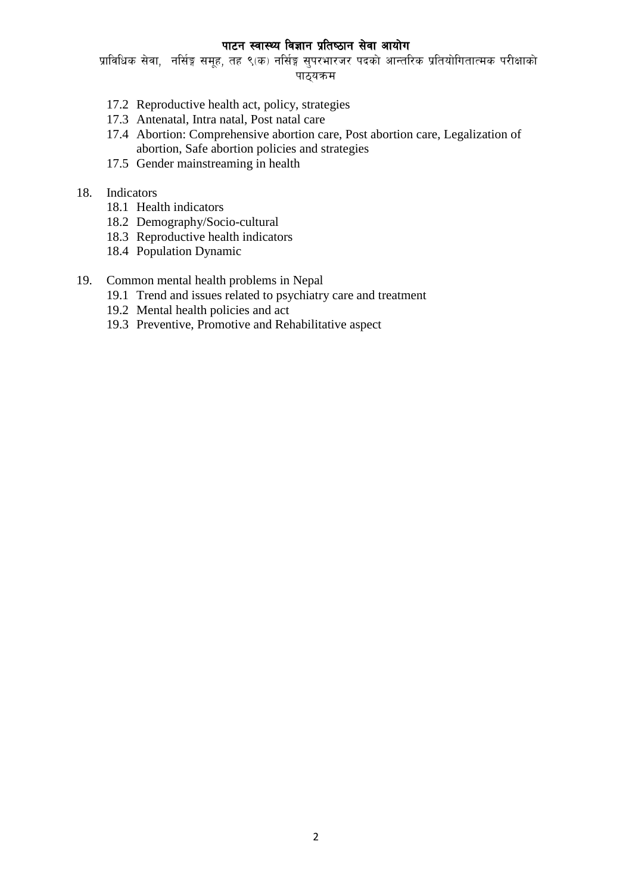17.2 Reproductive health act, policy, strategies
17.3 Antenatal, Intra natal, Post natal care
17.4 Abortion: Comprehensive abortion care, Post abortion care, Legalization of abortion, Safe abortion policies and strategies
17.5 Gender mainstreaming in health

18. Indicators
    - 18.1 Health indicators
    - 18.2 Demography/Socio-cultural
    - 18.3 Reproductive health indicators
    - 18.4 Population Dynamic

19. Common mental health problems in Nepal
    - 19.1 Trend and issues related to psychiatry care and treatment
    - 19.2 Mental health policies and act
    - 19.3 Preventive, Promotive and Rehabilitative aspect